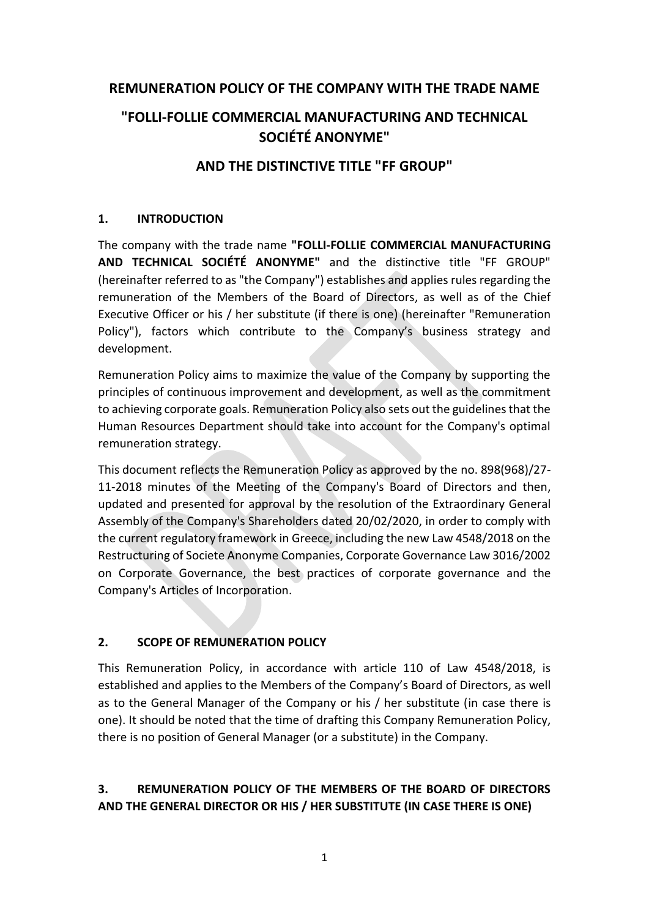# REMUNERATION POLICY OF THE COMPANY WITH THE TRADE NAME

# "FOLLI-FOLLIE COMMERCIAL MANUFACTURING AND TECHNICAL SOCIÉTÉ ANONYME"

# AND THE DISTINCTIVE TITLE "FF GROUP"

## 1. INTRODUCTION

The company with the trade name **"FOLLI-FOLLIE COMMERCIAL MANUFACTURING AND TECHNICAL SOCIÉTÉ ANONYME"** and the distinctive title "FF GROUP" (hereinafter referred to as "the Company") establishes and applies rules regarding the remuneration of the Members of the Board of Directors, as well as of the Chief Executive Officer or his / her substitute (if there is one) (hereinafter "Remuneration Policy"), factors which contribute to the Company's business strategy and development.

Remuneration Policy aims to maximize the value of the Company by supporting the principles of continuous improvement and development, as well as the commitment to achieving corporate goals. Remuneration Policy also sets out the guidelines that the Human Resources Department should take into account for the Company's optimal remuneration strategy.

This document reflects the Remuneration Policy as approved by the no. 898(968)/27-11-2018 minutes of the Meeting of the Company's Board of Directors and then, updated and presented for approval by the resolution of the Extraordinary General Assembly of the Company's Shareholders dated 20/02/2020, in order to comply with the current regulatory framework in Greece, including the new Law 4548/2018 on the Restructuring of Societe Anonyme Companies, Corporate Governance Law 3016/2002 on Corporate Governance, the best practices of corporate governance and the Company's Articles of Incorporation.

## 2. SCOPE OF REMUNERATION POLICY

This Remuneration Policy, in accordance with article 110 of Law 4548/2018, is established and applies to the Members of the Company's Board of Directors, as well as to the General Manager of the Company or his / her substitute (in case there is one). It should be noted that the time of drafting this Company Remuneration Policy, there is no position of General Manager (or a substitute) in the Company.

## 3. REMUNERATION POLICY OF THE MEMBERS OF THE BOARD OF DIRECTORS AND THE GENERAL DIRECTOR OR HIS / HER SUBSTITUTE (IN CASE THERE IS ONE)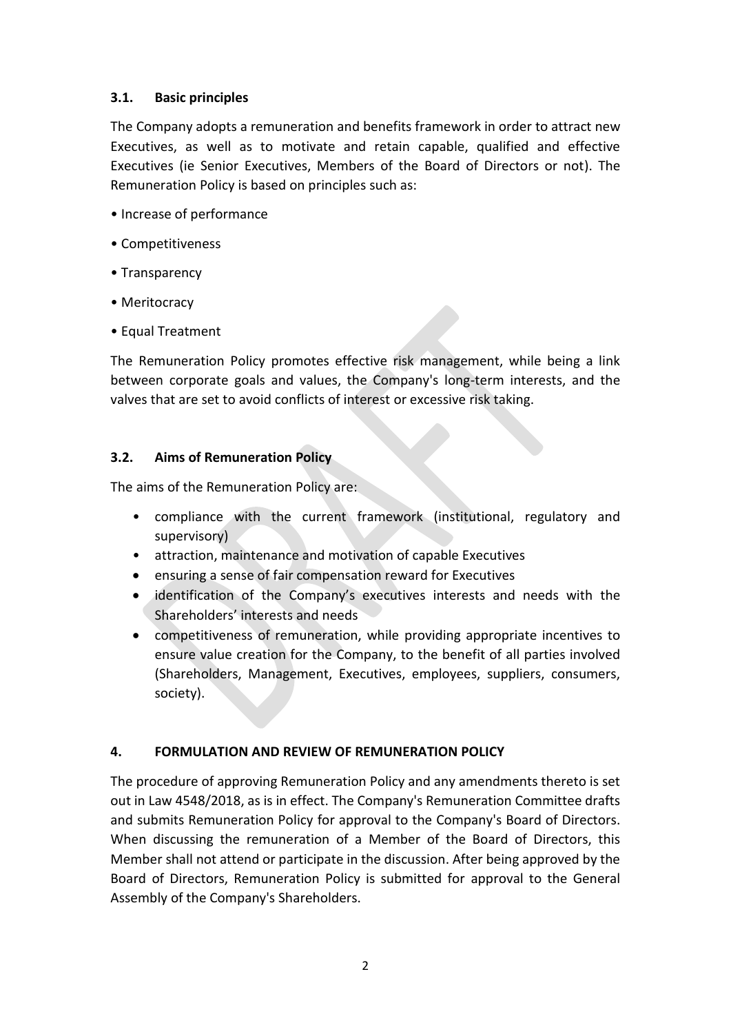### 3.1. Basic principles

The Company adopts a remuneration and benefits framework in order to attract new Executives, as well as to motivate and retain capable, qualified and effective Executives (ie Senior Executives, Members of the Board of Directors or not). The Remuneration Policy is based on principles such as:

- Increase of performance
- Competitiveness
- Transparency
- Meritocracy
- Equal Treatment

The Remuneration Policy promotes effective risk management, while being a link between corporate goals and values, the Company's long-term interests, and the valves that are set to avoid conflicts of interest or excessive risk taking.

### 3.2. Aims of Remuneration Policy

The aims of the Remuneration Policy are:

- compliance with the current framework (institutional, regulatory and supervisory)
- attraction, maintenance and motivation of capable Executives
- ensuring a sense of fair compensation reward for Executives
- identification of the Company's executives interests and needs with the Shareholders' interests and needs
- competitiveness of remuneration, while providing appropriate incentives to ensure value creation for the Company, to the benefit of all parties involved (Shareholders, Management, Executives, employees, suppliers, consumers, society).

## 4. FORMULATION AND REVIEW OF REMUNERATION POLICY

The procedure of approving Remuneration Policy and any amendments thereto is set out in Law 4548/2018, as is in effect. The Company's Remuneration Committee drafts and submits Remuneration Policy for approval to the Company's Board of Directors. When discussing the remuneration of a Member of the Board of Directors, this Member shall not attend or participate in the discussion. After being approved by the Board of Directors, Remuneration Policy is submitted for approval to the General Assembly of the Company's Shareholders.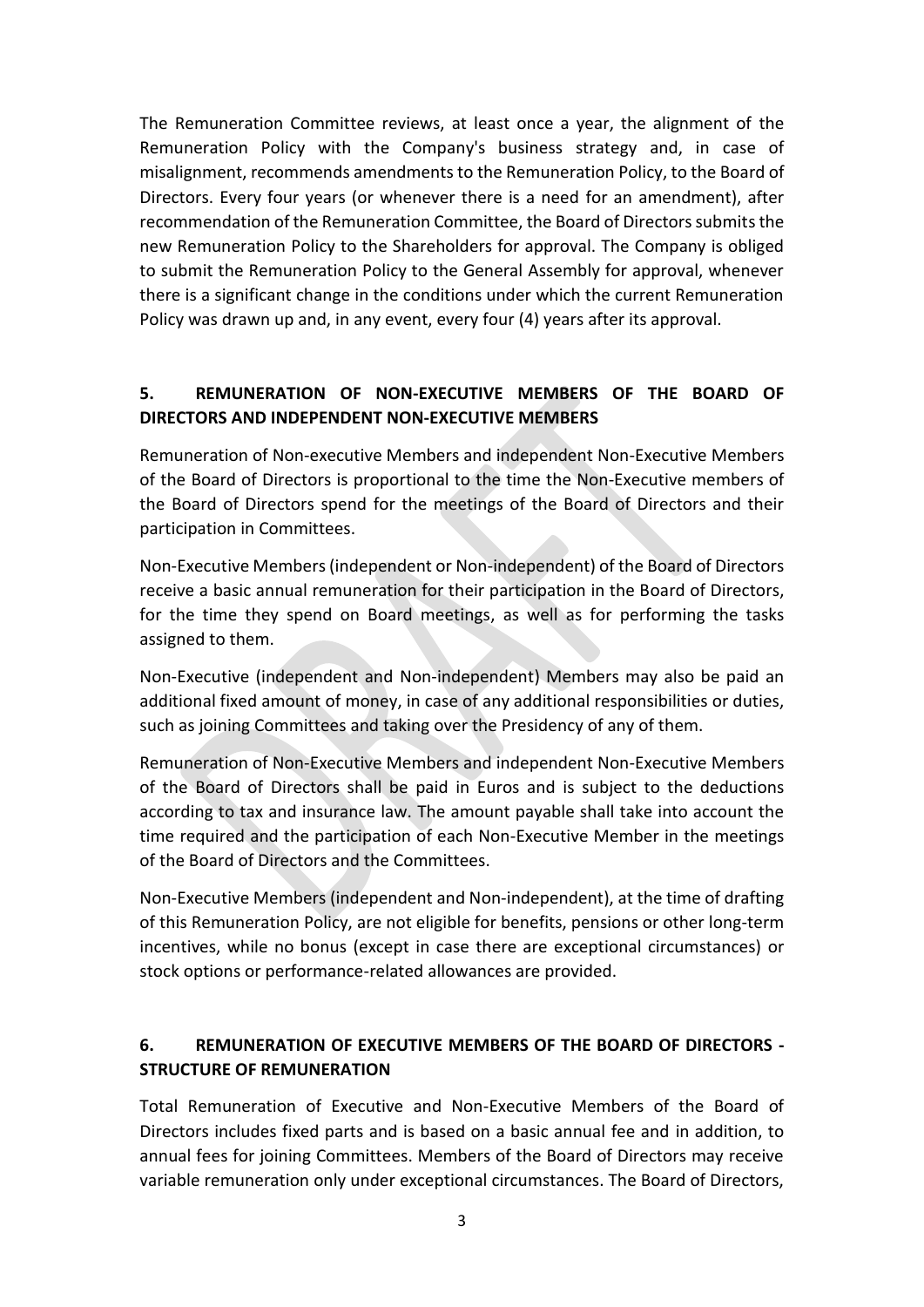The Remuneration Committee reviews, at least once a year, the alignment of the Remuneration Policy with the Company's business strategy and, in case of misalignment, recommends amendments to the Remuneration Policy, to the Board of Directors. Every four years (or whenever there is a need for an amendment), after recommendation of the Remuneration Committee, the Board of Directors submits the new Remuneration Policy to the Shareholders for approval. The Company is obliged to submit the Remuneration Policy to the General Assembly for approval, whenever there is a significant change in the conditions under which the current Remuneration Policy was drawn up and, in any event, every four (4) years after its approval.

## 5. REMUNERATION OF NON-EXECUTIVE MEMBERS OF THE BOARD OF DIRECTORS AND INDEPENDENT NON-EXECUTIVE MEMBERS

Remuneration of Non-executive Members and independent Non-Executive Members of the Board of Directors is proportional to the time the Non-Executive members of the Board of Directors spend for the meetings of the Board of Directors and their participation in Committees.

Non-Executive Members (independent or Non-independent) of the Board of Directors receive a basic annual remuneration for their participation in the Board of Directors, for the time they spend on Board meetings, as well as for performing the tasks assigned to them.

Non-Executive (independent and Non-independent) Members may also be paid an additional fixed amount of money, in case of any additional responsibilities or duties, such as joining Committees and taking over the Presidency of any of them.

Remuneration of Non-Executive Members and independent Non-Executive Members of the Board of Directors shall be paid in Euros and is subject to the deductions according to tax and insurance law. The amount payable shall take into account the time required and the participation of each Non-Executive Member in the meetings of the Board of Directors and the Committees.

Non-Executive Members (independent and Non-independent), at the time of drafting of this Remuneration Policy, are not eligible for benefits, pensions or other long-term incentives, while no bonus (except in case there are exceptional circumstances) or stock options or performance-related allowances are provided.

## 6. REMUNERATION OF EXECUTIVE MEMBERS OF THE BOARD OF DIRECTORS - STRUCTURE OF REMUNERATION

Total Remuneration of Executive and Non-Executive Members of the Board of Directors includes fixed parts and is based on a basic annual fee and in addition, to annual fees for joining Committees. Members of the Board of Directors may receive variable remuneration only under exceptional circumstances. The Board of Directors,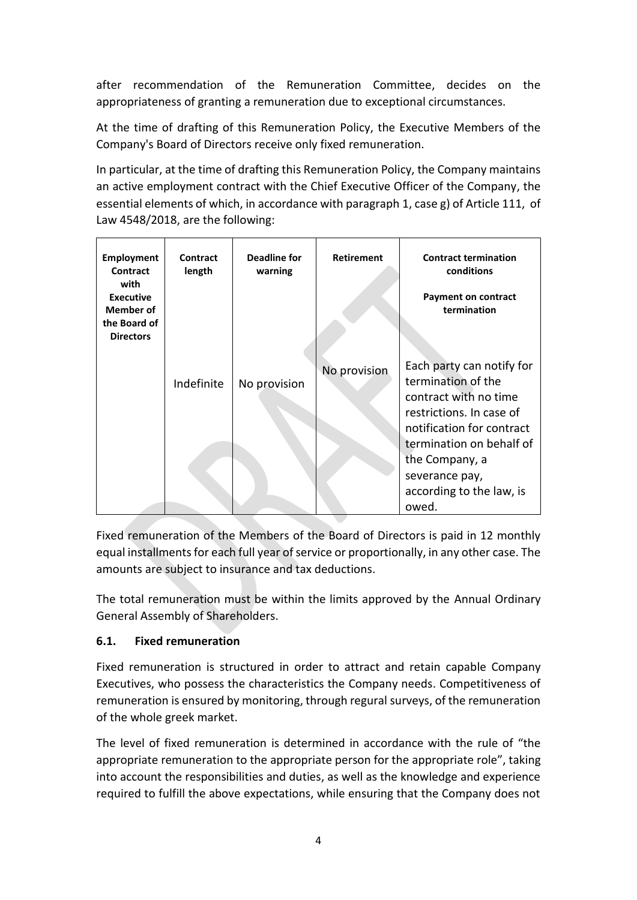after recommendation of the Remuneration Committee, decides on the appropriateness of granting a remuneration due to exceptional circumstances.

At the time of drafting of this Remuneration Policy, the Executive Members of the Company's Board of Directors receive only fixed remuneration.

In particular, at the time of drafting this Remuneration Policy, the Company maintains an active employment contract with the Chief Executive Officer of the Company, the essential elements of which, in accordance with paragraph 1, case g) of Article 111, of Law 4548/2018, are the following:

| **Employment Contract with Executive Member of the Board of Directors** | **Contract length** | **Deadline for warning** | **Retirement** | **Contract termination conditions**<br><br>**Payment on contract termination** |
|---|---|---|---|---|
| | Indefinite | No provision | No provision | Each party can notify for termination of the contract with no time restrictions. In case of notification for contract termination on behalf of the Company, a severance pay, according to the law, is owed. |

Fixed remuneration of the Members of the Board of Directors is paid in 12 monthly equal installments for each full year of service or proportionally, in any other case. The amounts are subject to insurance and tax deductions.

The total remuneration must be within the limits approved by the Annual Ordinary General Assembly of Shareholders.

### 6.1. Fixed remuneration

Fixed remuneration is structured in order to attract and retain capable Company Executives, who possess the characteristics the Company needs. Competitiveness of remuneration is ensured by monitoring, through regural surveys, of the remuneration of the whole greek market.

The level of fixed remuneration is determined in accordance with the rule of "the appropriate remuneration to the appropriate person for the appropriate role", taking into account the responsibilities and duties, as well as the knowledge and experience required to fulfill the above expectations, while ensuring that the Company does not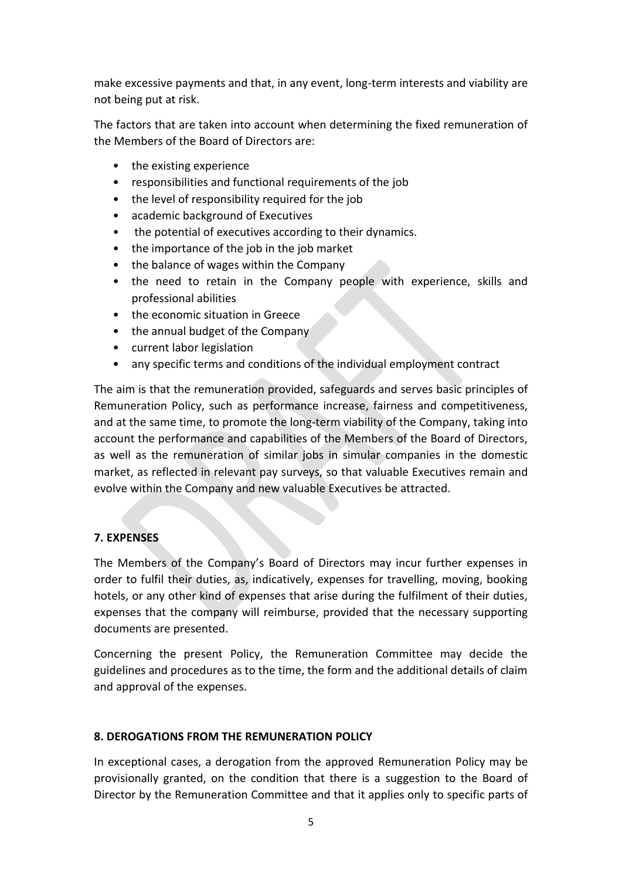make excessive payments and that, in any event, long-term interests and viability are not being put at risk.

The factors that are taken into account when determining the fixed remuneration of the Members of the Board of Directors are:

- the existing experience
- responsibilities and functional requirements of the job
- the level of responsibility required for the job
- academic background of Executives
- the potential of executives according to their dynamics.
- the importance of the job in the job market
- the balance of wages within the Company
- the need to retain in the Company people with experience, skills and professional abilities
- the economic situation in Greece
- the annual budget of the Company
- current labor legislation
- any specific terms and conditions of the individual employment contract

The aim is that the remuneration provided, safeguards and serves basic principles of Remuneration Policy, such as performance increase, fairness and competitiveness, and at the same time, to promote the long-term viability of the Company, taking into account the performance and capabilities of the Members of the Board of Directors, as well as the remuneration of similar jobs in simular companies in the domestic market, as reflected in relevant pay surveys, so that valuable Executives remain and evolve within the Company and new valuable Executives be attracted.

## 7. EXPENSES

The Members of the Company's Board of Directors may incur further expenses in order to fulfil their duties, as, indicatively, expenses for travelling, moving, booking hotels, or any other kind of expenses that arise during the fulfilment of their duties, expenses that the company will reimburse, provided that the necessary supporting documents are presented.

Concerning the present Policy, the Remuneration Committee may decide the guidelines and procedures as to the time, the form and the additional details of claim and approval of the expenses.

## 8. DEROGATIONS FROM THE REMUNERATION POLICY

In exceptional cases, a derogation from the approved Remuneration Policy may be provisionally granted, on the condition that there is a suggestion to the Board of Director by the Remuneration Committee and that it applies only to specific parts of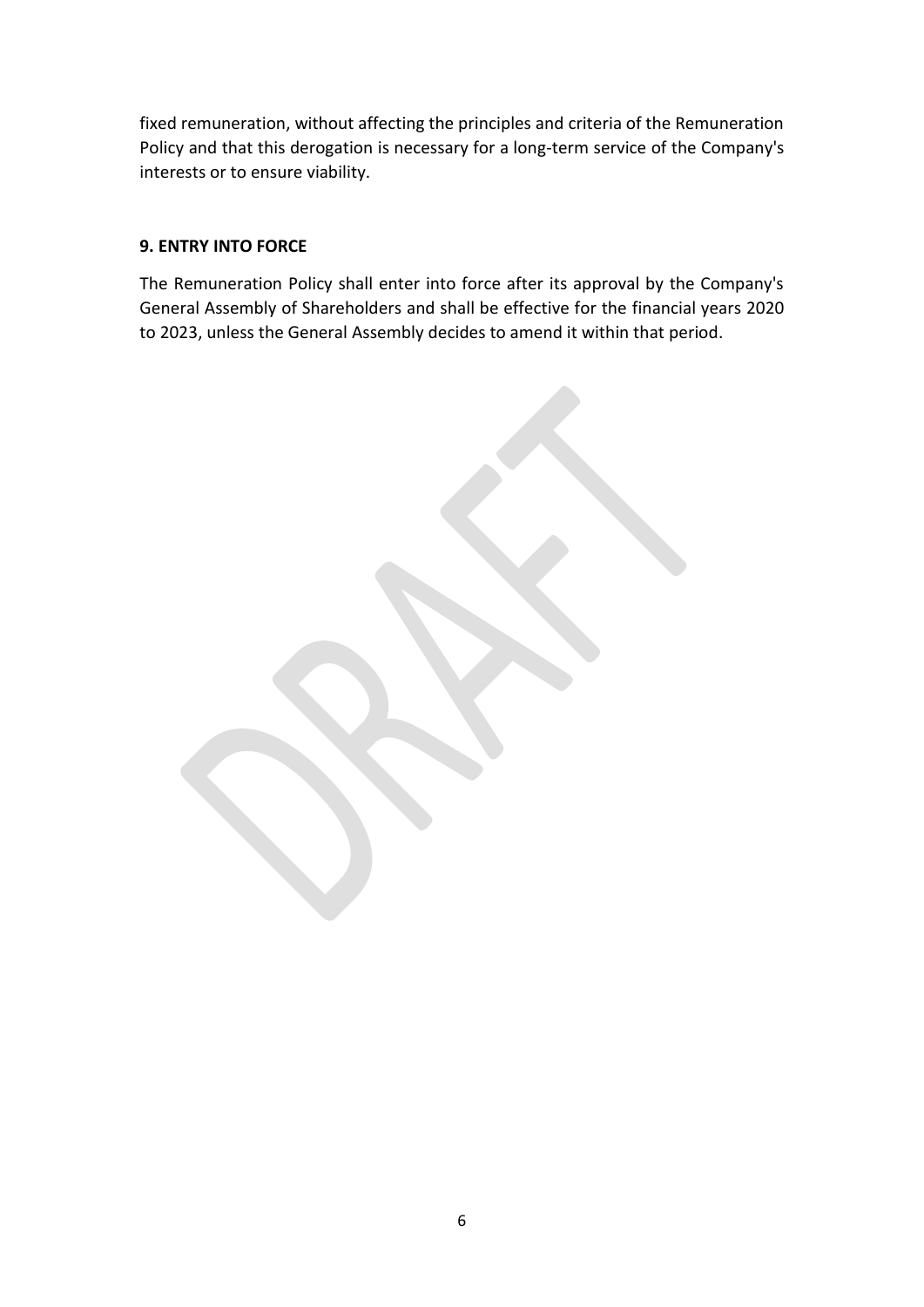fixed remuneration, without affecting the principles and criteria of the Remuneration Policy and that this derogation is necessary for a long-term service of the Company's interests or to ensure viability.

## 9. ENTRY INTO FORCE

The Remuneration Policy shall enter into force after its approval by the Company's General Assembly of Shareholders and shall be effective for the financial years 2020 to 2023, unless the General Assembly decides to amend it within that period.